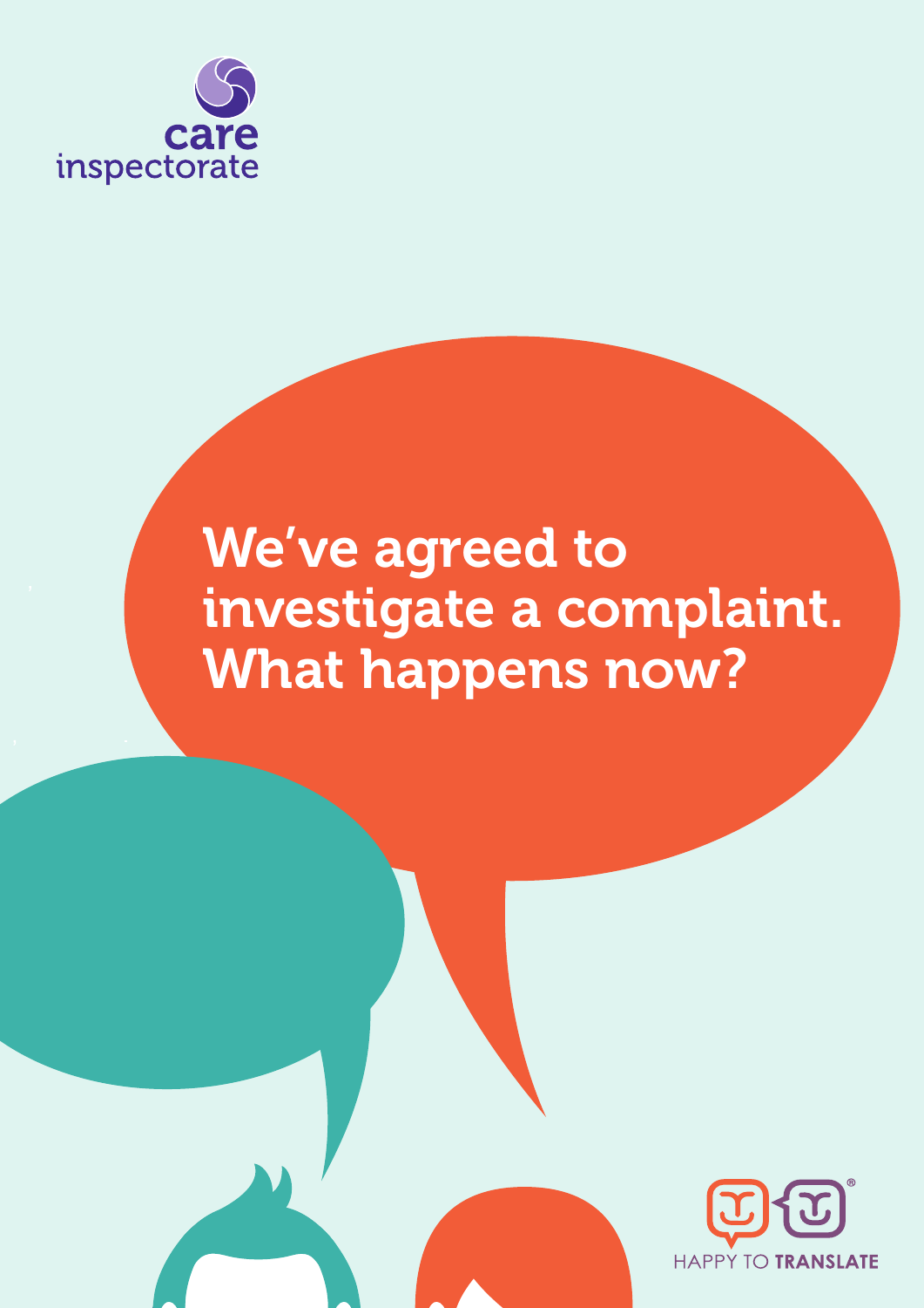care inspectorate

# We've agreed to investigate a complaint. What happens now?

HAPPY TO TRANSLATE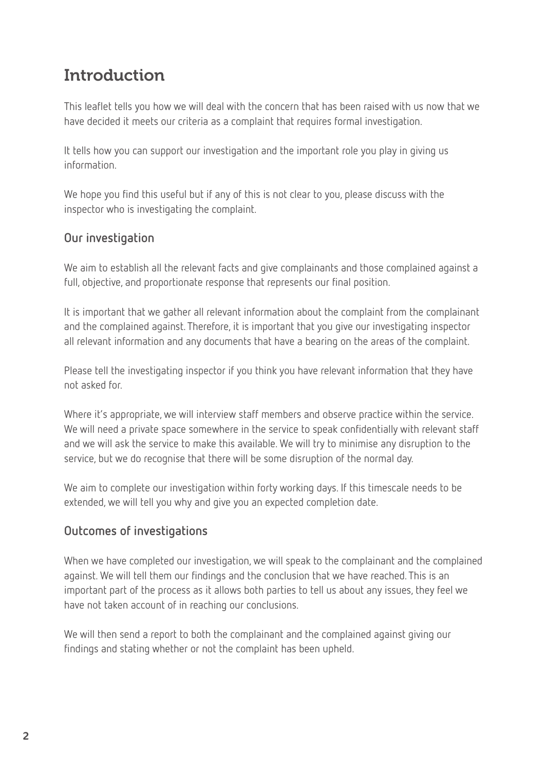# Introduction

This leaflet tells you how we will deal with the concern that has been raised with us now that we have decided it meets our criteria as a complaint that requires formal investigation.

It tells how you can support our investigation and the important role you play in giving us information.

We hope you find this useful but if any of this is not clear to you, please discuss with the inspector who is investigating the complaint.

## Our investigation

We aim to establish all the relevant facts and give complainants and those complained against a full, objective, and proportionate response that represents our final position.

It is important that we gather all relevant information about the complaint from the complainant and the complained against. Therefore, it is important that you give our investigating inspector all relevant information and any documents that have a bearing on the areas of the complaint.

Please tell the investigating inspector if you think you have relevant information that they have not asked for.

Where it's appropriate, we will interview staff members and observe practice within the service. We will need a private space somewhere in the service to speak confidentially with relevant staff and we will ask the service to make this available. We will try to minimise any disruption to the service, but we do recognise that there will be some disruption of the normal day.

We aim to complete our investigation within forty working days. If this timescale needs to be extended, we will tell you why and give you an expected completion date.

## Outcomes of investigations

When we have completed our investigation, we will speak to the complainant and the complained against. We will tell them our findings and the conclusion that we have reached. This is an important part of the process as it allows both parties to tell us about any issues, they feel we have not taken account of in reaching our conclusions.

We will then send a report to both the complainant and the complained against giving our findings and stating whether or not the complaint has been upheld.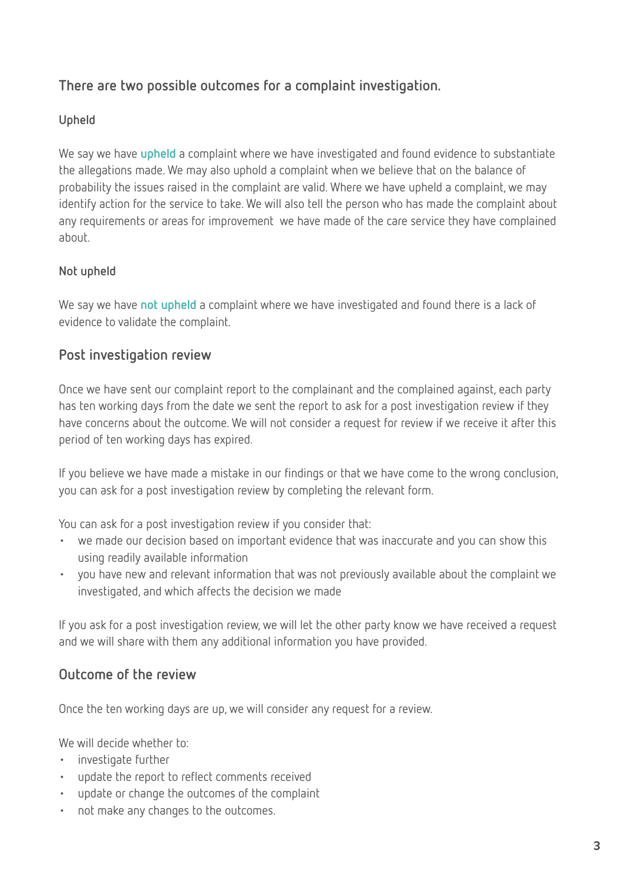## There are two possible outcomes for a complaint investigation.

### Upheld

We say we have **upheld** a complaint where we have investigated and found evidence to substantiate the allegations made. We may also uphold a complaint when we believe that on the balance of probability the issues raised in the complaint are valid. Where we have upheld a complaint, we may identify action for the service to take. We will also tell the person who has made the complaint about any requirements or areas for improvement we have made of the care service they have complained about.

### Not upheld

We say we have **not upheld** a complaint where we have investigated and found there is a lack of evidence to validate the complaint.

## Post investigation review

Once we have sent our complaint report to the complainant and the complained against, each party has ten working days from the date we sent the report to ask for a post investigation review if they have concerns about the outcome. We will not consider a request for review if we receive it after this period of ten working days has expired.

If you believe we have made a mistake in our findings or that we have come to the wrong conclusion, you can ask for a post investigation review by completing the relevant form.

You can ask for a post investigation review if you consider that:

- we made our decision based on important evidence that was inaccurate and you can show this using readily available information
- you have new and relevant information that was not previously available about the complaint we investigated, and which affects the decision we made

If you ask for a post investigation review, we will let the other party know we have received a request and we will share with them any additional information you have provided.

## Outcome of the review

Once the ten working days are up, we will consider any request for a review.

We will decide whether to:

- investigate further
- update the report to reflect comments received
- update or change the outcomes of the complaint
- not make any changes to the outcomes.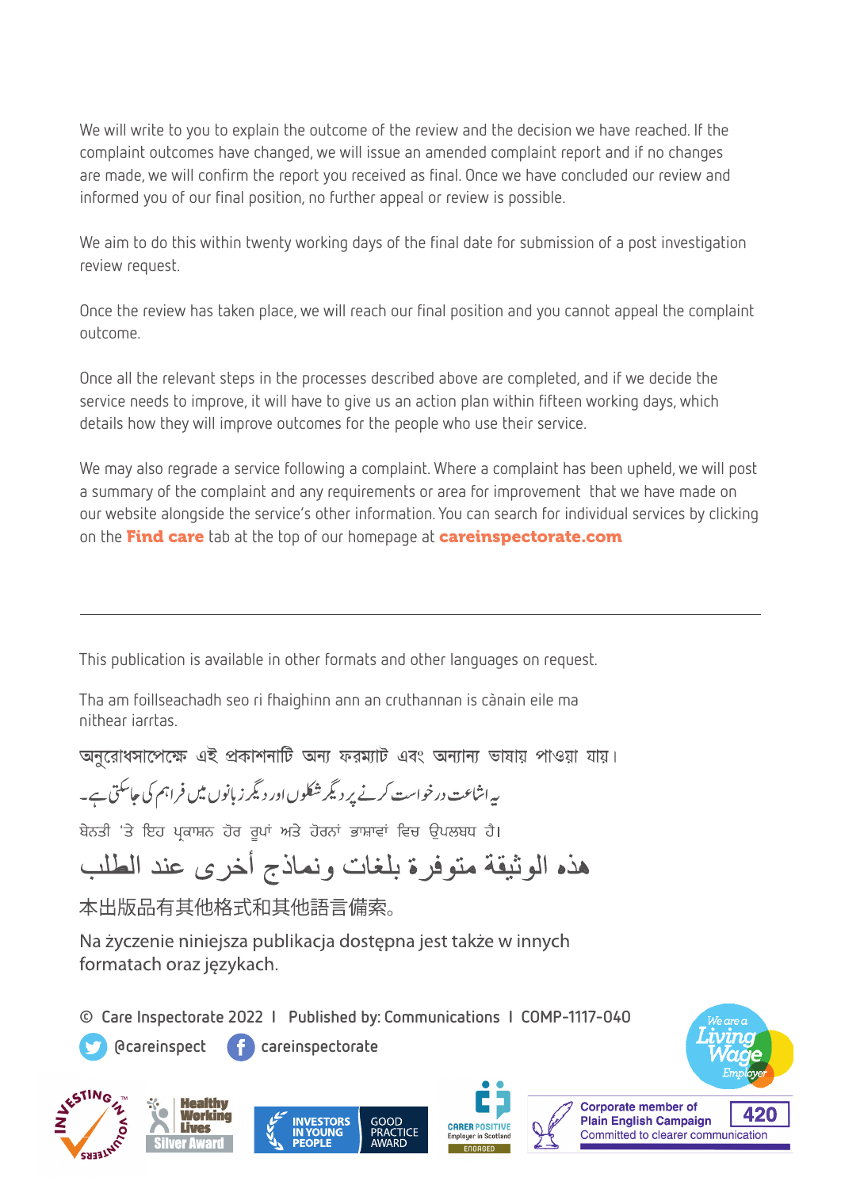We will write to you to explain the outcome of the review and the decision we have reached. If the complaint outcomes have changed, we will issue an amended complaint report and if no changes are made, we will confirm the report you received as final. Once we have concluded our review and informed you of our final position, no further appeal or review is possible.

We aim to do this within twenty working days of the final date for submission of a post investigation review request.

Once the review has taken place, we will reach our final position and you cannot appeal the complaint outcome.

Once all the relevant steps in the processes described above are completed, and if we decide the service needs to improve, it will have to give us an action plan within fifteen working days, which details how they will improve outcomes for the people who use their service.

We may also regrade a service following a complaint. Where a complaint has been upheld, we will post a summary of the complaint and any requirements or area for improvement that we have made on our website alongside the service's other information. You can search for individual services by clicking on the **Find care** tab at the top of our homepage at **careinspectorate.com**

---

This publication is available in other formats and other languages on request.

Tha am foillseachadh seo ri fhaighinn ann an cruthannan is cànain eile ma nithear iarrtas.

অনুরোধসাপেক্ষে এই প্রকাশনাটি অন্য ফরম্যাট এবং অন্যান্য ভাষায় পাওয়া যায়।

یہ اشاعت درخواست کرنے پر دیگر شکلوں اور دیگر زبانوں میں فراہم کی جاسکتی ہے۔

ਬੇਨਤੀ 'ਤੇ ਇਹ ਪ੍ਰਕਾਸ਼ਨ ਹੋਰ ਰੂਪਾਂ ਅਤੇ ਹੋਰਨਾਂ ਭਾਸ਼ਾਵਾਂ ਵਿਚ ਉਪਲਬਧ ਹੈ।

هذه الوثيقة متوفرة بلغات ونماذج أخرى عند الطلب

本出版品有其他格式和其他語言備索。

Na życzenie niniejsza publikacja dostępna jest także w innych formatach oraz językach.

© Care Inspectorate 2022 | Published by: Communications | COMP-1117-040

@careinspect  careinspectorate

We are a Living Wage Employer

Investing in Volunteers

Healthy Working Lives Silver Award

Investors in Young People Good Practice Award

Carer Positive Employer in Scotland Engaged

Corporate member of Plain English Campaign 420 Committed to clearer communication